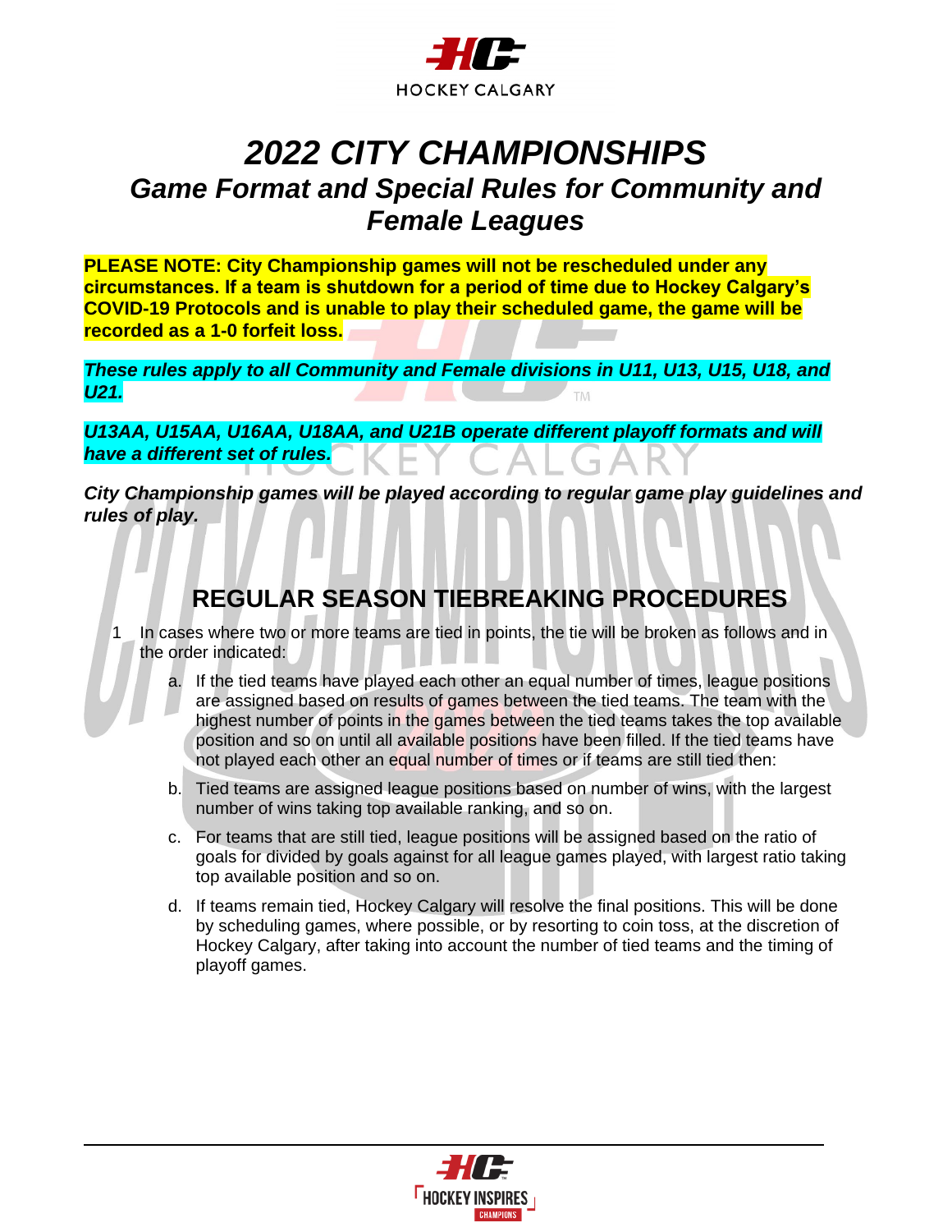# 2022 CITY CHAMPIONSHIPS

## Game Format and Special Rules for Community and Female Leagues

**PLEASE NOTE: City Championship games will not be rescheduled under any circumstances. If a team is shutdown for a period of time due to Hockey Calgary's COVID-19 Protocols and is unable to play their scheduled game, the game will be recorded as a 1-0 forfeit loss.**

***These rules apply to all Community and Female divisions in U11, U13, U15, U18, and U21.***

***U13AA, U15AA, U16AA, U18AA, and U21B operate different playoff formats and will have a different set of rules.***

***City Championship games will be played according to regular game play guidelines and rules of play.***

## REGULAR SEASON TIEBREAKING PROCEDURES

1 In cases where two or more teams are tied in points, the tie will be broken as follows and in the order indicated:

   a. If the tied teams have played each other an equal number of times, league positions are assigned based on results of games between the tied teams. The team with the highest number of points in the games between the tied teams takes the top available position and so on until all available positions have been filled. If the tied teams have not played each other an equal number of times or if teams are still tied then:

   b. Tied teams are assigned league positions based on number of wins, with the largest number of wins taking top available ranking, and so on.

   c. For teams that are still tied, league positions will be assigned based on the ratio of goals for divided by goals against for all league games played, with largest ratio taking top available position and so on.

   d. If teams remain tied, Hockey Calgary will resolve the final positions. This will be done by scheduling games, where possible, or by resorting to coin toss, at the discretion of Hockey Calgary, after taking into account the number of tied teams and the timing of playoff games.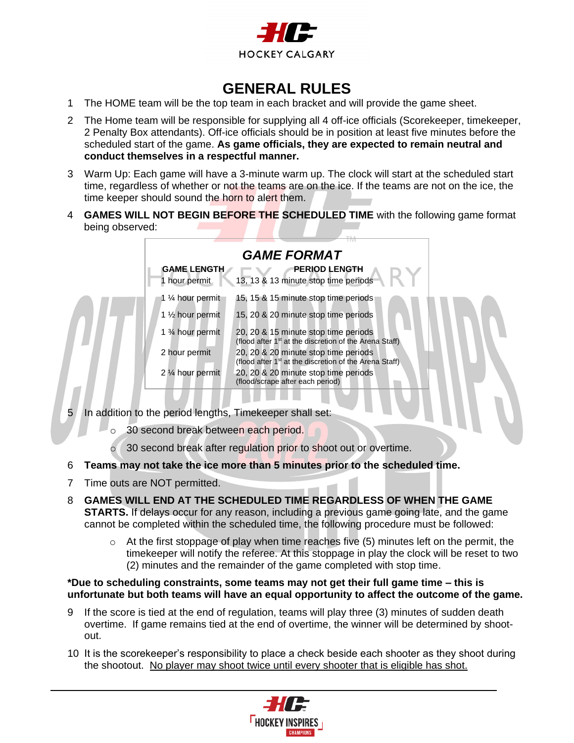# GENERAL RULES

1. The HOME team will be the top team in each bracket and will provide the game sheet.
2. The Home team will be responsible for supplying all 4 off-ice officials (Scorekeeper, timekeeper, 2 Penalty Box attendants). Off-ice officials should be in position at least five minutes before the scheduled start of the game. **As game officials, they are expected to remain neutral and conduct themselves in a respectful manner.**
3. Warm Up: Each game will have a 3-minute warm up. The clock will start at the scheduled start time, regardless of whether or not the teams are on the ice. If the teams are not on the ice, the time keeper should sound the horn to alert them.
4. **GAMES WILL NOT BEGIN BEFORE THE SCHEDULED TIME** with the following game format being observed:

***GAME FORMAT***

| GAME LENGTH | PERIOD LENGTH |
|---|---|
| 1 hour permit | 13, 13 & 13 minute stop time periods |
| 1 ¼ hour permit | 15, 15 & 15 minute stop time periods |
| 1 ½ hour permit | 15, 20 & 20 minute stop time periods |
| 1 ¾ hour permit | 20, 20 & 15 minute stop time periods (flood after 1st at the discretion of the Arena Staff) |
| 2 hour permit | 20, 20 & 20 minute stop time periods (flood after 1st at the discretion of the Arena Staff) |
| 2 ¼ hour permit | 20, 20 & 20 minute stop time periods (flood/scrape after each period) |

5. In addition to the period lengths, Timekeeper shall set:
   - 30 second break between each period.
   - 30 second break after regulation prior to shoot out or overtime.
6. **Teams may not take the ice more than 5 minutes prior to the scheduled time.**
7. Time outs are NOT permitted.
8. **GAMES WILL END AT THE SCHEDULED TIME REGARDLESS OF WHEN THE GAME STARTS.** If delays occur for any reason, including a previous game going late, and the game cannot be completed within the scheduled time, the following procedure must be followed:
   - At the first stoppage of play when time reaches five (5) minutes left on the permit, the timekeeper will notify the referee. At this stoppage in play the clock will be reset to two (2) minutes and the remainder of the game completed with stop time.

**\*Due to scheduling constraints, some teams may not get their full game time – this is unfortunate but both teams will have an equal opportunity to affect the outcome of the game.**

9. If the score is tied at the end of regulation, teams will play three (3) minutes of sudden death overtime. If game remains tied at the end of overtime, the winner will be determined by shoot-out.
10. It is the scorekeeper's responsibility to place a check beside each shooter as they shoot during the shootout. <u>No player may shoot twice until every shooter that is eligible has shot.</u>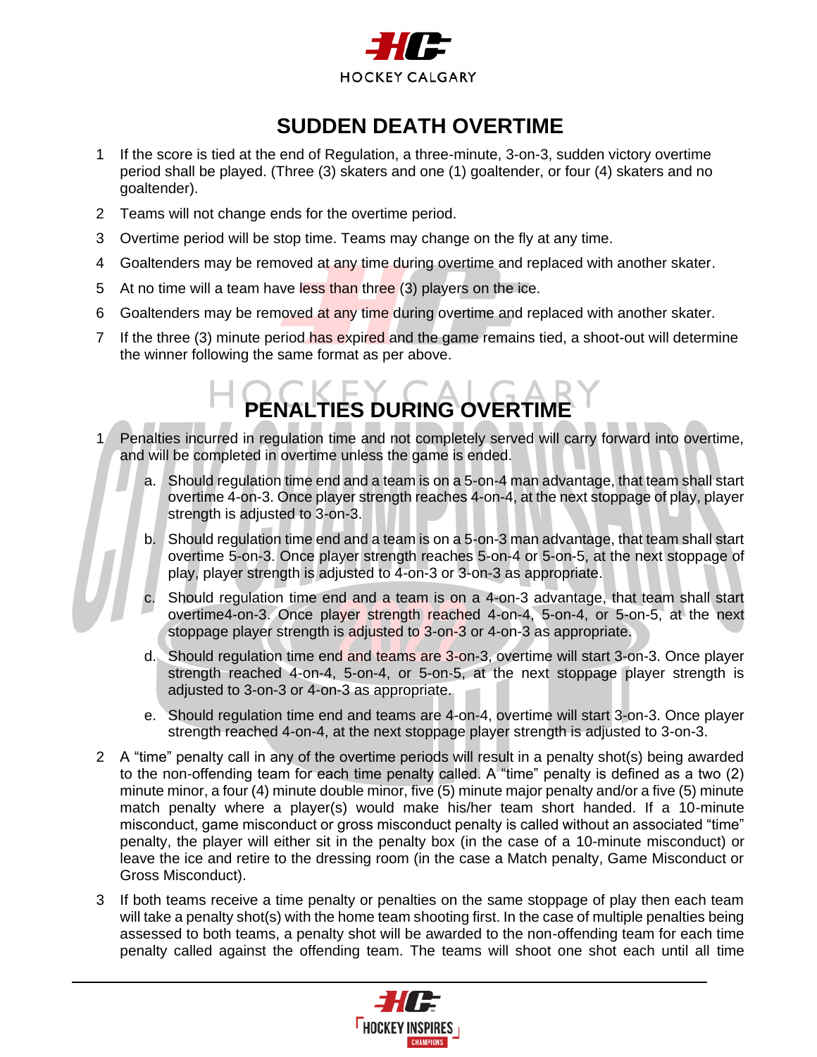## SUDDEN DEATH OVERTIME

1. If the score is tied at the end of Regulation, a three-minute, 3-on-3, sudden victory overtime period shall be played. (Three (3) skaters and one (1) goaltender, or four (4) skaters and no goaltender).
2. Teams will not change ends for the overtime period.
3. Overtime period will be stop time. Teams may change on the fly at any time.
4. Goaltenders may be removed at any time during overtime and replaced with another skater.
5. At no time will a team have less than three (3) players on the ice.
6. Goaltenders may be removed at any time during overtime and replaced with another skater.
7. If the three (3) minute period has expired and the game remains tied, a shoot-out will determine the winner following the same format as per above.

## PENALTIES DURING OVERTIME

1. Penalties incurred in regulation time and not completely served will carry forward into overtime, and will be completed in overtime unless the game is ended.
   a. Should regulation time end and a team is on a 5-on-4 man advantage, that team shall start overtime 4-on-3. Once player strength reaches 4-on-4, at the next stoppage of play, player strength is adjusted to 3-on-3.
   b. Should regulation time end and a team is on a 5-on-3 man advantage, that team shall start overtime 5-on-3. Once player strength reaches 5-on-4 or 5-on-5, at the next stoppage of play, player strength is adjusted to 4-on-3 or 3-on-3 as appropriate.
   c. Should regulation time end and a team is on a 4-on-3 advantage, that team shall start overtime4-on-3. Once player strength reached 4-on-4, 5-on-4, or 5-on-5, at the next stoppage player strength is adjusted to 3-on-3 or 4-on-3 as appropriate.
   d. Should regulation time end and teams are 3-on-3, overtime will start 3-on-3. Once player strength reached 4-on-4, 5-on-4, or 5-on-5, at the next stoppage player strength is adjusted to 3-on-3 or 4-on-3 as appropriate.
   e. Should regulation time end and teams are 4-on-4, overtime will start 3-on-3. Once player strength reached 4-on-4, at the next stoppage player strength is adjusted to 3-on-3.
2. A "time" penalty call in any of the overtime periods will result in a penalty shot(s) being awarded to the non-offending team for each time penalty called. A "time" penalty is defined as a two (2) minute minor, a four (4) minute double minor, five (5) minute major penalty and/or a five (5) minute match penalty where a player(s) would make his/her team short handed. If a 10-minute misconduct, game misconduct or gross misconduct penalty is called without an associated "time" penalty, the player will either sit in the penalty box (in the case of a 10-minute misconduct) or leave the ice and retire to the dressing room (in the case a Match penalty, Game Misconduct or Gross Misconduct).
3. If both teams receive a time penalty or penalties on the same stoppage of play then each team will take a penalty shot(s) with the home team shooting first. In the case of multiple penalties being assessed to both teams, a penalty shot will be awarded to the non-offending team for each time penalty called against the offending team. The teams will shoot one shot each until all time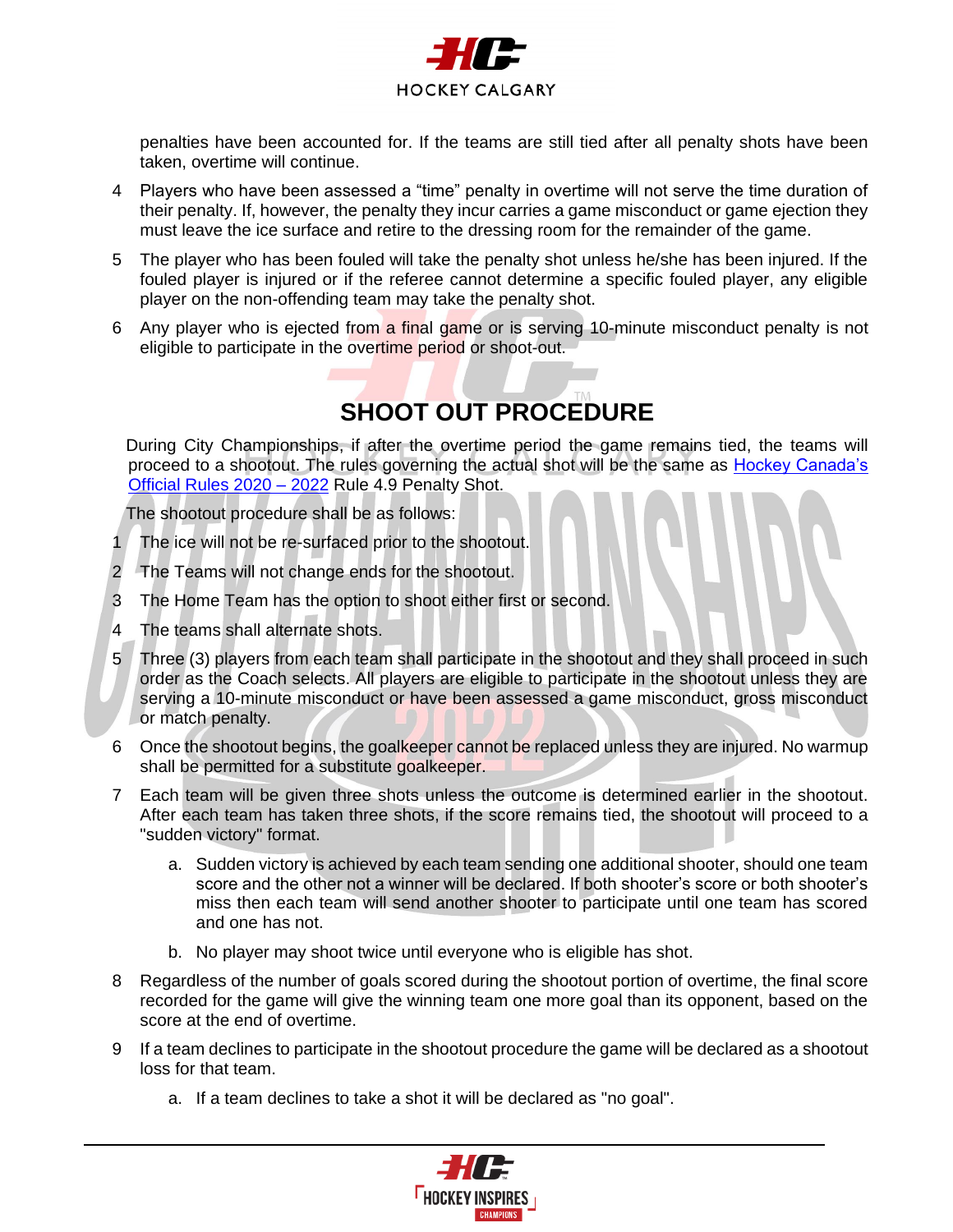penalties have been accounted for. If the teams are still tied after all penalty shots have been taken, overtime will continue.

4 Players who have been assessed a "time" penalty in overtime will not serve the time duration of their penalty. If, however, the penalty they incur carries a game misconduct or game ejection they must leave the ice surface and retire to the dressing room for the remainder of the game.

5 The player who has been fouled will take the penalty shot unless he/she has been injured. If the fouled player is injured or if the referee cannot determine a specific fouled player, any eligible player on the non-offending team may take the penalty shot.

6 Any player who is ejected from a final game or is serving 10-minute misconduct penalty is not eligible to participate in the overtime period or shoot-out.

## SHOOT OUT PROCEDURE

During City Championships, if after the overtime period the game remains tied, the teams will proceed to a shootout. The rules governing the actual shot will be the same as Hockey Canada's Official Rules 2020 – 2022 Rule 4.9 Penalty Shot.

The shootout procedure shall be as follows:

1. The ice will not be re-surfaced prior to the shootout.
2. The Teams will not change ends for the shootout.
3. The Home Team has the option to shoot either first or second.
4. The teams shall alternate shots.
5. Three (3) players from each team shall participate in the shootout and they shall proceed in such order as the Coach selects. All players are eligible to participate in the shootout unless they are serving a 10-minute misconduct or have been assessed a game misconduct, gross misconduct or match penalty.
6. Once the shootout begins, the goalkeeper cannot be replaced unless they are injured. No warmup shall be permitted for a substitute goalkeeper.
7. Each team will be given three shots unless the outcome is determined earlier in the shootout. After each team has taken three shots, if the score remains tied, the shootout will proceed to a "sudden victory" format.
    a. Sudden victory is achieved by each team sending one additional shooter, should one team score and the other not a winner will be declared. If both shooter's score or both shooter's miss then each team will send another shooter to participate until one team has scored and one has not.
    b. No player may shoot twice until everyone who is eligible has shot.
8. Regardless of the number of goals scored during the shootout portion of overtime, the final score recorded for the game will give the winning team one more goal than its opponent, based on the score at the end of overtime.
9. If a team declines to participate in the shootout procedure the game will be declared as a shootout loss for that team.
    a. If a team declines to take a shot it will be declared as "no goal".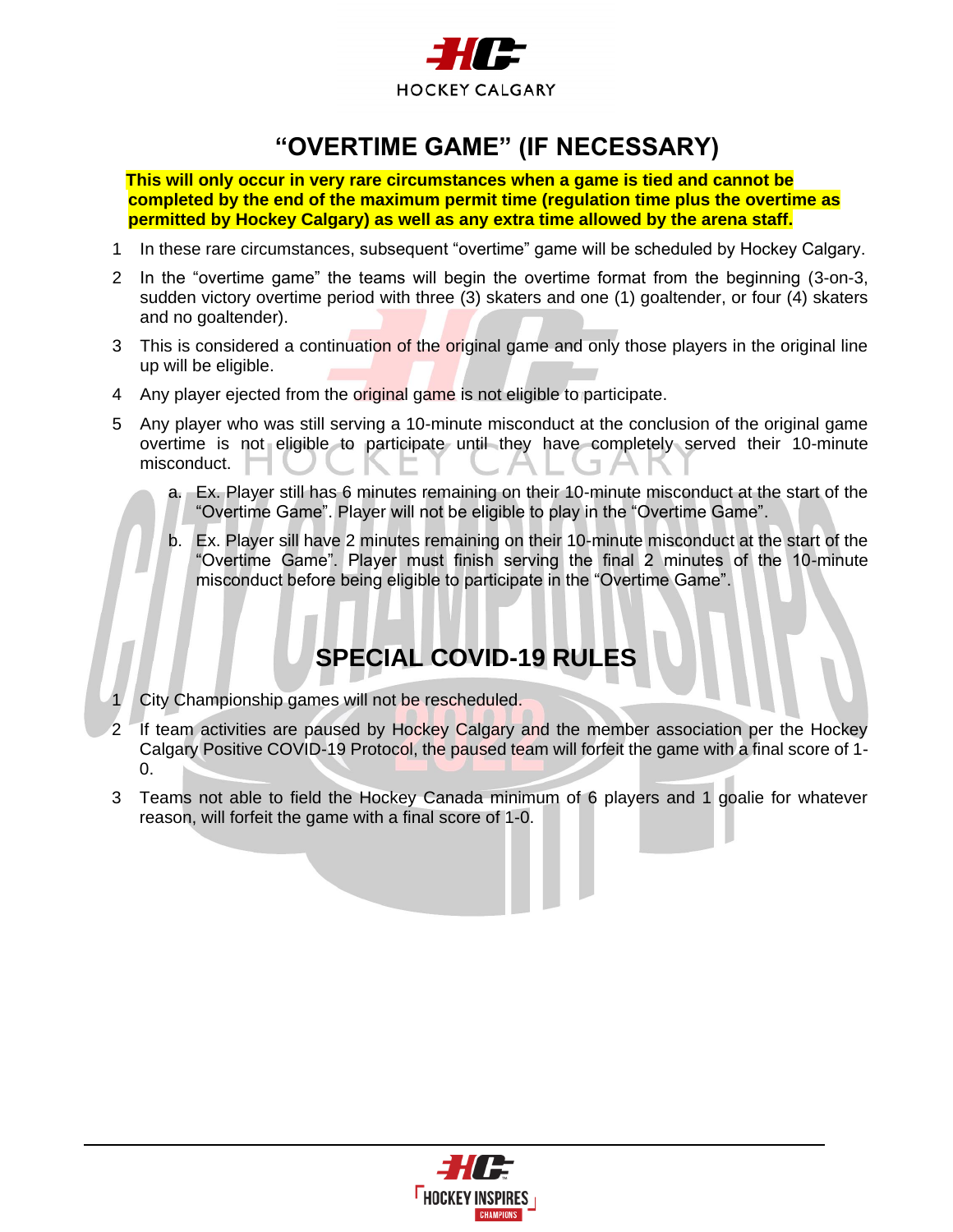# "OVERTIME GAME" (IF NECESSARY)

**This will only occur in very rare circumstances when a game is tied and cannot be completed by the end of the maximum permit time (regulation time plus the overtime as permitted by Hockey Calgary) as well as any extra time allowed by the arena staff.**

1. In these rare circumstances, subsequent "overtime" game will be scheduled by Hockey Calgary.
2. In the "overtime game" the teams will begin the overtime format from the beginning (3-on-3, sudden victory overtime period with three (3) skaters and one (1) goaltender, or four (4) skaters and no goaltender).
3. This is considered a continuation of the original game and only those players in the original line up will be eligible.
4. Any player ejected from the original game is not eligible to participate.
5. Any player who was still serving a 10-minute misconduct at the conclusion of the original game overtime is not eligible to participate until they have completely served their 10-minute misconduct.
    a. Ex. Player still has 6 minutes remaining on their 10-minute misconduct at the start of the "Overtime Game". Player will not be eligible to play in the "Overtime Game".
    b. Ex. Player sill have 2 minutes remaining on their 10-minute misconduct at the start of the "Overtime Game". Player must finish serving the final 2 minutes of the 10-minute misconduct before being eligible to participate in the "Overtime Game".

# SPECIAL COVID-19 RULES

1. City Championship games will not be rescheduled.
2. If team activities are paused by Hockey Calgary and the member association per the Hockey Calgary Positive COVID-19 Protocol, the paused team will forfeit the game with a final score of 1-0.
3. Teams not able to field the Hockey Canada minimum of 6 players and 1 goalie for whatever reason, will forfeit the game with a final score of 1-0.